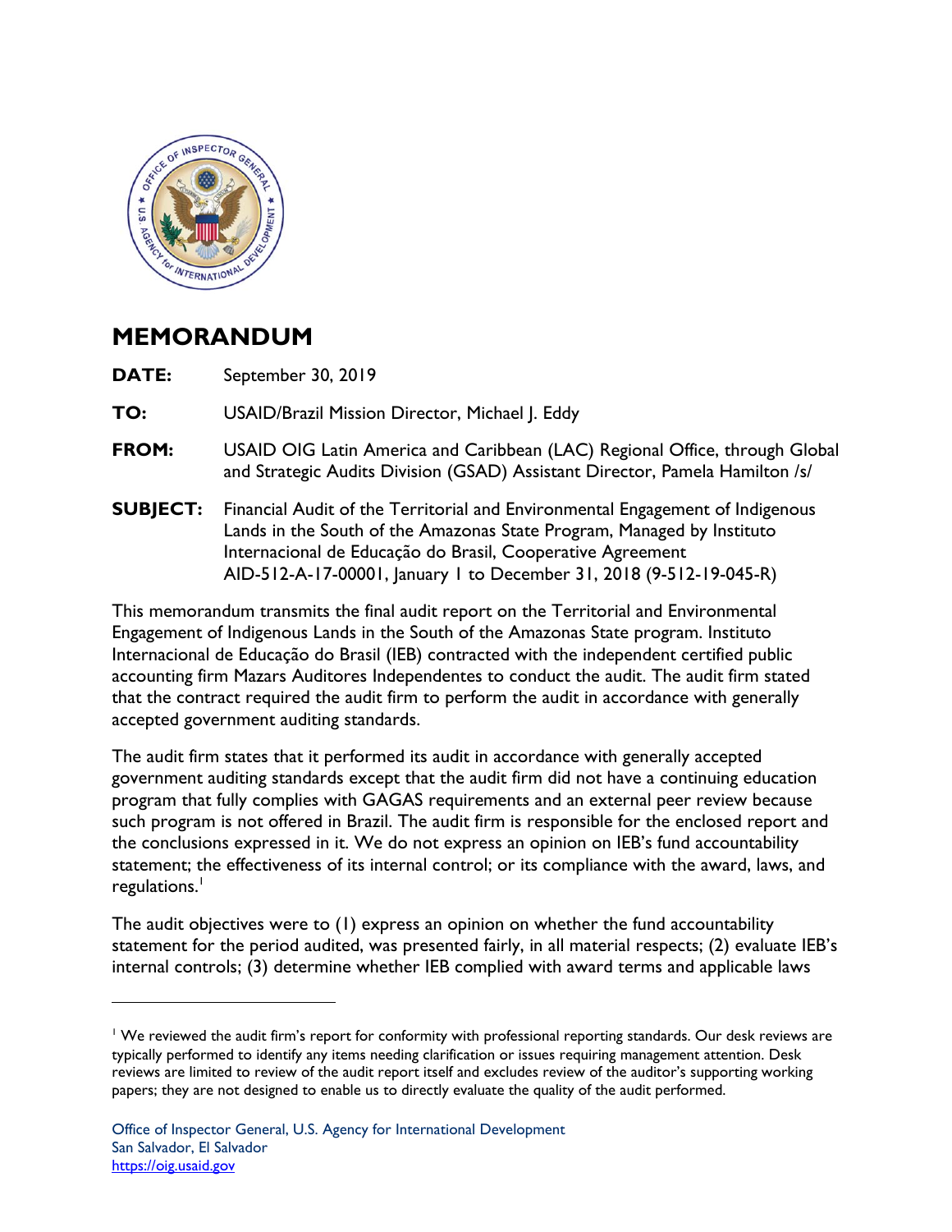# MEMORANDUM

**DATE:** September 30, 2019

**TO:** USAID/Brazil Mission Director, Michael J. Eddy

**FROM:** USAID OIG Latin America and Caribbean (LAC) Regional Office, through Global and Strategic Audits Division (GSAD) Assistant Director, Pamela Hamilton /s/

**SUBJECT:** Financial Audit of the Territorial and Environmental Engagement of Indigenous Lands in the South of the Amazonas State Program, Managed by Instituto Internacional de Educação do Brasil, Cooperative Agreement AID-512-A-17-00001, January 1 to December 31, 2018 (9-512-19-045-R)

This memorandum transmits the final audit report on the Territorial and Environmental Engagement of Indigenous Lands in the South of the Amazonas State program. Instituto Internacional de Educação do Brasil (IEB) contracted with the independent certified public accounting firm Mazars Auditores Independentes to conduct the audit. The audit firm stated that the contract required the audit firm to perform the audit in accordance with generally accepted government auditing standards.

The audit firm states that it performed its audit in accordance with generally accepted government auditing standards except that the audit firm did not have a continuing education program that fully complies with GAGAS requirements and an external peer review because such program is not offered in Brazil. The audit firm is responsible for the enclosed report and the conclusions expressed in it. We do not express an opinion on IEB's fund accountability statement; the effectiveness of its internal control; or its compliance with the award, laws, and regulations.[1]

The audit objectives were to (1) express an opinion on whether the fund accountability statement for the period audited, was presented fairly, in all material respects; (2) evaluate IEB's internal controls; (3) determine whether IEB complied with award terms and applicable laws

[1] We reviewed the audit firm's report for conformity with professional reporting standards. Our desk reviews are typically performed to identify any items needing clarification or issues requiring management attention. Desk reviews are limited to review of the audit report itself and excludes review of the auditor's supporting working papers; they are not designed to enable us to directly evaluate the quality of the audit performed.

Office of Inspector General, U.S. Agency for International Development
San Salvador, El Salvador
https://oig.usaid.gov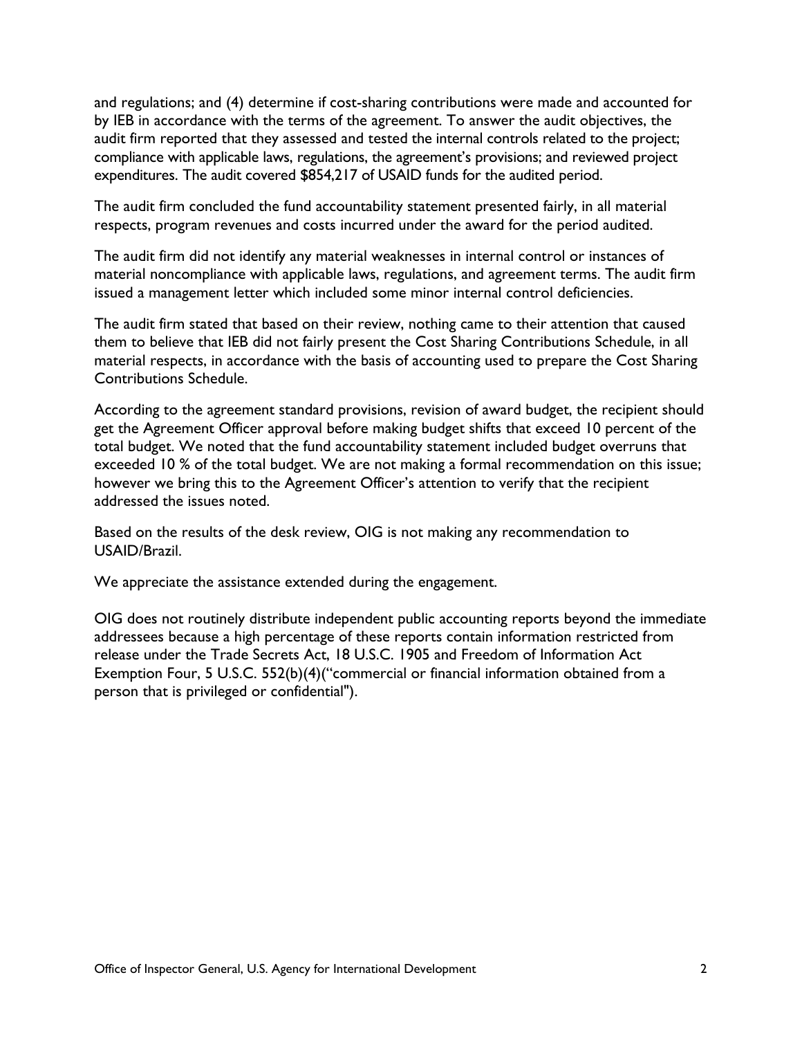and regulations; and (4) determine if cost-sharing contributions were made and accounted for by IEB in accordance with the terms of the agreement. To answer the audit objectives, the audit firm reported that they assessed and tested the internal controls related to the project; compliance with applicable laws, regulations, the agreement's provisions; and reviewed project expenditures. The audit covered $854,217 of USAID funds for the audited period.

The audit firm concluded the fund accountability statement presented fairly, in all material respects, program revenues and costs incurred under the award for the period audited.

The audit firm did not identify any material weaknesses in internal control or instances of material noncompliance with applicable laws, regulations, and agreement terms. The audit firm issued a management letter which included some minor internal control deficiencies.

The audit firm stated that based on their review, nothing came to their attention that caused them to believe that IEB did not fairly present the Cost Sharing Contributions Schedule, in all material respects, in accordance with the basis of accounting used to prepare the Cost Sharing Contributions Schedule.

According to the agreement standard provisions, revision of award budget, the recipient should get the Agreement Officer approval before making budget shifts that exceed 10 percent of the total budget. We noted that the fund accountability statement included budget overruns that exceeded 10 % of the total budget. We are not making a formal recommendation on this issue; however we bring this to the Agreement Officer's attention to verify that the recipient addressed the issues noted.

Based on the results of the desk review, OIG is not making any recommendation to USAID/Brazil.

We appreciate the assistance extended during the engagement.

OIG does not routinely distribute independent public accounting reports beyond the immediate addressees because a high percentage of these reports contain information restricted from release under the Trade Secrets Act, 18 U.S.C. 1905 and Freedom of Information Act Exemption Four, 5 U.S.C. 552(b)(4)("commercial or financial information obtained from a person that is privileged or confidential").